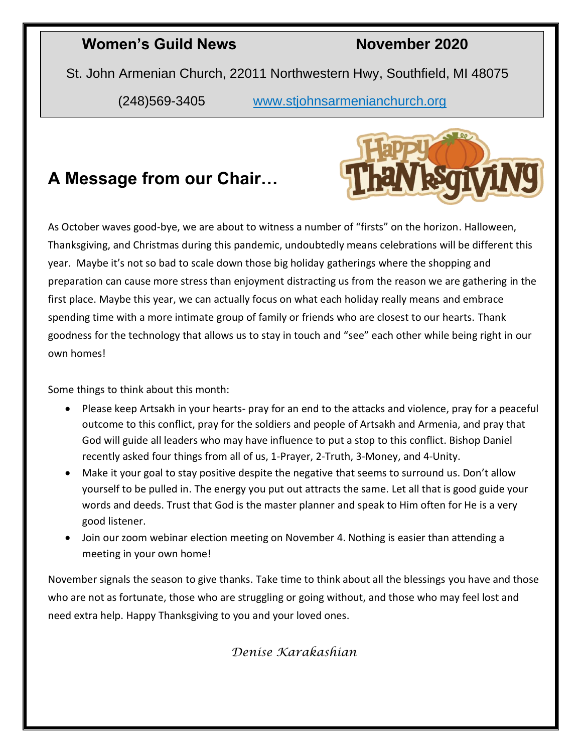# Women's Guild News November 2020

St. John Armenian Church, 22011 Northwestern Hwy, Southfield, MI 48075

(248)569-3405 www.stjohnsarmenianchurch.org

## A Message from our Chair…

As October waves good-bye, we are about to witness a number of "firsts" on the horizon. Halloween, Thanksgiving, and Christmas during this pandemic, undoubtedly means celebrations will be different this year. Maybe it's not so bad to scale down those big holiday gatherings where the shopping and preparation can cause more stress than enjoyment distracting us from the reason we are gathering in the first place. Maybe this year, we can actually focus on what each holiday really means and embrace spending time with a more intimate group of family or friends who are closest to our hearts. Thank goodness for the technology that allows us to stay in touch and "see" each other while being right in our own homes!

Some things to think about this month:

- Please keep Artsakh in your hearts- pray for an end to the attacks and violence, pray for a peaceful outcome to this conflict, pray for the soldiers and people of Artsakh and Armenia, and pray that God will guide all leaders who may have influence to put a stop to this conflict. Bishop Daniel recently asked four things from all of us, 1-Prayer, 2-Truth, 3-Money, and 4-Unity.
- Make it your goal to stay positive despite the negative that seems to surround us. Don't allow yourself to be pulled in. The energy you put out attracts the same. Let all that is good guide your words and deeds. Trust that God is the master planner and speak to Him often for He is a very good listener.
- Join our zoom webinar election meeting on November 4. Nothing is easier than attending a meeting in your own home!

November signals the season to give thanks. Take time to think about all the blessings you have and those who are not as fortunate, those who are struggling or going without, and those who may feel lost and need extra help. Happy Thanksgiving to you and your loved ones.

*Denise Karakashian*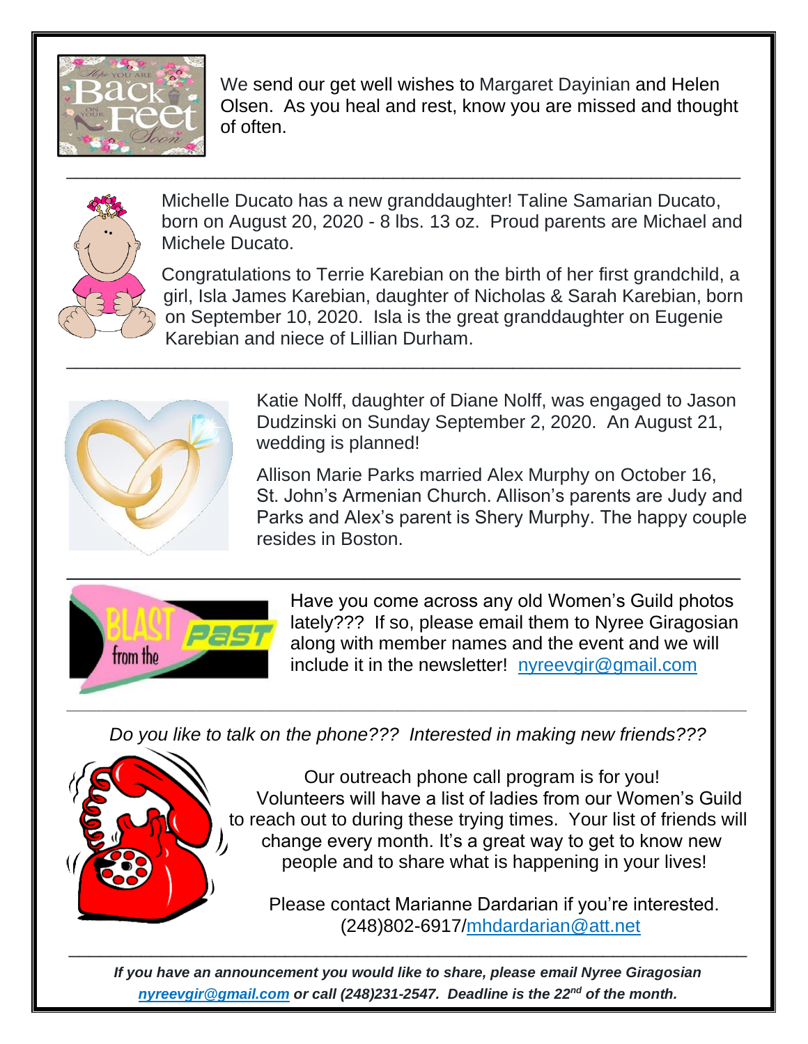We send our get well wishes to Margaret Dayinian and Helen Olsen. As you heal and rest, know you are missed and thought of often.

---

Michelle Ducato has a new granddaughter! Taline Samarian Ducato, born on August 20, 2020 - 8 lbs. 13 oz. Proud parents are Michael and Michele Ducato.

Congratulations to Terrie Karebian on the birth of her first grandchild, a girl, Isla James Karebian, daughter of Nicholas & Sarah Karebian, born on September 10, 2020. Isla is the great granddaughter on Eugenie Karebian and niece of Lillian Durham.

---

Katie Nolff, daughter of Diane Nolff, was engaged to Jason Dudzinski on Sunday September 2, 2020. An August 21, wedding is planned!

Allison Marie Parks married Alex Murphy on October 16, St. John's Armenian Church. Allison's parents are Judy and Parks and Alex's parent is Shery Murphy. The happy couple resides in Boston.

---

Have you come across any old Women's Guild photos lately??? If so, please email them to Nyree Giragosian along with member names and the event and we will include it in the newsletter! nyreevgir@gmail.com

---

*Do you like to talk on the phone??? Interested in making new friends???*

Our outreach phone call program is for you! Volunteers will have a list of ladies from our Women's Guild to reach out to during these trying times. Your list of friends will change every month. It's a great way to get to know new people and to share what is happening in your lives!

Please contact Marianne Dardarian if you're interested. (248)802-6917/mhdardarian@att.net

---

***If you have an announcement you would like to share, please email Nyree Giragosian nyreevgir@gmail.com or call (248)231-2547. Deadline is the 22nd of the month.***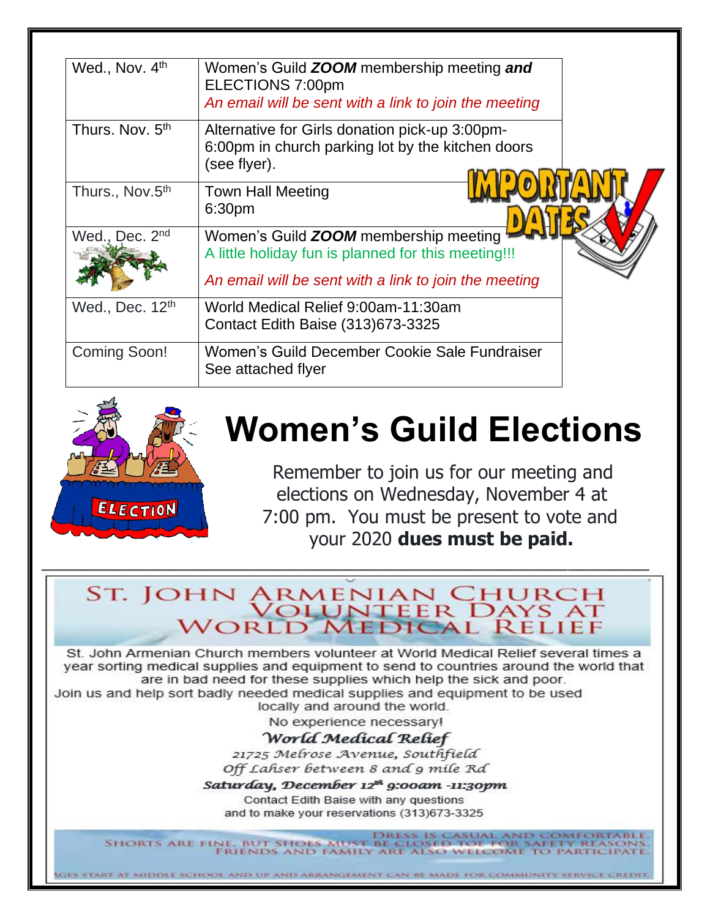| | |
|---|---|
| Wed., Nov. 4th | Women's Guild ***ZOOM*** membership meeting ***and*** ELECTIONS 7:00pm *An email will be sent with a link to join the meeting* |
| Thurs. Nov. 5th | Alternative for Girls donation pick-up 3:00pm-6:00pm in church parking lot by the kitchen doors (see flyer). |
| Thurs., Nov.5th | Town Hall Meeting 6:30pm |
| Wed., Dec. 2nd | Women's Guild ***ZOOM*** membership meeting A little holiday fun is planned for this meeting!!! *An email will be sent with a link to join the meeting* |
| Wed., Dec. 12th | World Medical Relief 9:00am-11:30am Contact Edith Baise (313)673-3325 |
| Coming Soon! | Women's Guild December Cookie Sale Fundraiser See attached flyer |

IMPORTANT DATES

# Women's Guild Elections

Remember to join us for our meeting and elections on Wednesday, November 4 at 7:00 pm. You must be present to vote and your 2020 **dues must be paid.**

---

## ST. JOHN ARMENIAN CHURCH VOLUNTEER DAYS AT WORLD MEDICAL RELIEF

St. John Armenian Church members volunteer at World Medical Relief several times a year sorting medical supplies and equipment to send to countries around the world that are in bad need for these supplies which help the sick and poor.

Join us and help sort badly needed medical supplies and equipment to be used locally and around the world.

No experience necessary!

*World Medical Relief*

*21725 Melrose Avenue, Southfield*

*Off Lahser between 8 and 9 mile Rd*

***Saturday, December 12th 9:00am -11:30pm***

Contact Edith Baise with any questions and to make your reservations (313)673-3325

DRESS IS CASUAL AND COMFORTABLE. SHORTS ARE FINE, BUT SHOES MUST BE CLOSED TOE FOR SAFETY REASONS. FRIENDS AND FAMILY ARE ALSO WELCOME TO PARTICIPATE.

AGES START AT MIDDLE SCHOOL AND UP AND ARRANGEMENT CAN BE MADE FOR COMMUNITY SERVICE CREDIT.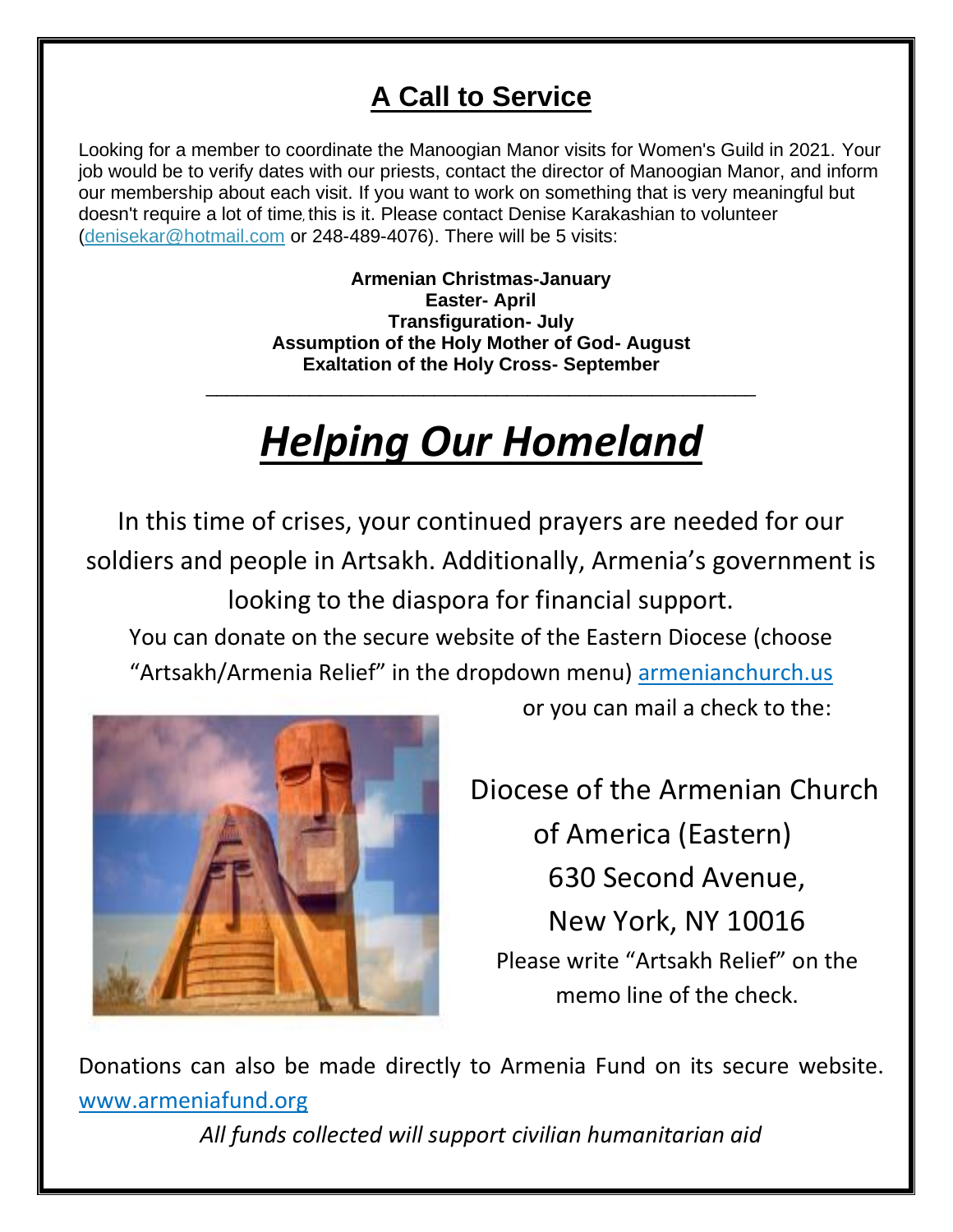## A Call to Service

Looking for a member to coordinate the Manoogian Manor visits for Women's Guild in 2021. Your job would be to verify dates with our priests, contact the director of Manoogian Manor, and inform our membership about each visit. If you want to work on something that is very meaningful but doesn't require a lot of time, this is it. Please contact Denise Karakashian to volunteer (denisekar@hotmail.com or 248-489-4076). There will be 5 visits:

**Armenian Christmas-January**
**Easter- April**
**Transfiguration- July**
**Assumption of the Holy Mother of God- August**
**Exaltation of the Holy Cross- September**

---

# ***Helping Our Homeland***

In this time of crises, your continued prayers are needed for our soldiers and people in Artsakh. Additionally, Armenia's government is looking to the diaspora for financial support.

You can donate on the secure website of the Eastern Diocese (choose "Artsakh/Armenia Relief" in the dropdown menu) armenianchurch.us or you can mail a check to the:

Diocese of the Armenian Church of America (Eastern)
630 Second Avenue,
New York, NY 10016

Please write "Artsakh Relief" on the memo line of the check.

Donations can also be made directly to Armenia Fund on its secure website. www.armeniafund.org

*All funds collected will support civilian humanitarian aid*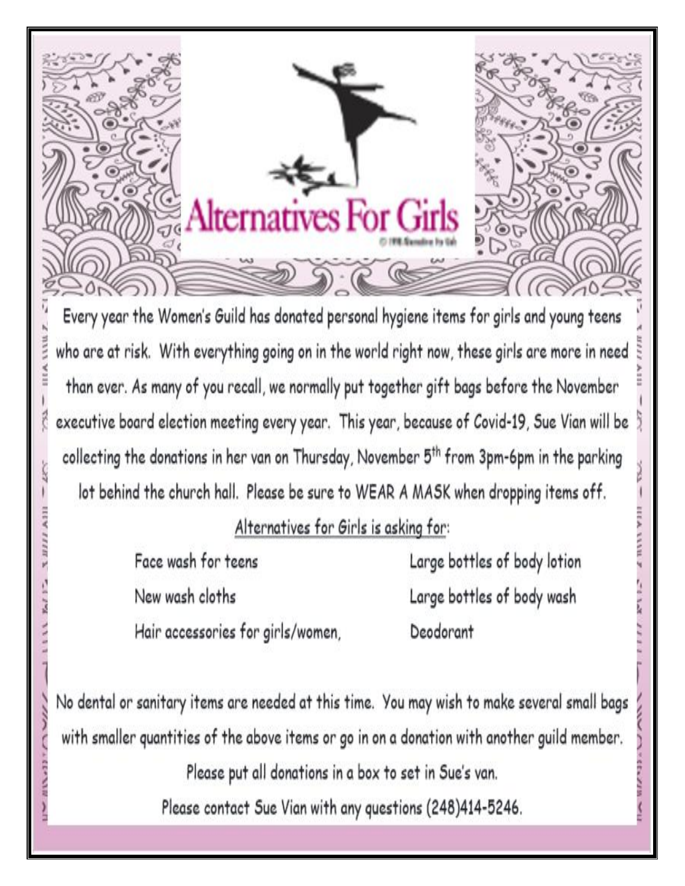# Alternatives For Girls

Every year the Women's Guild has donated personal hygiene items for girls and young teens who are at risk. With everything going on in the world right now, these girls are more in need than ever. As many of you recall, we normally put together gift bags before the November executive board election meeting every year. This year, because of Covid-19, Sue Vian will be collecting the donations in her van on Thursday, November 5th from 3pm-6pm in the parking lot behind the church hall. Please be sure to WEAR A MASK when dropping items off.

Alternatives for Girls is asking for:

- Face wash for teens
- New wash cloths
- Hair accessories for girls/women,
- Large bottles of body lotion
- Large bottles of body wash
- Deodorant

No dental or sanitary items are needed at this time. You may wish to make several small bags with smaller quantities of the above items or go in on a donation with another guild member.

Please put all donations in a box to set in Sue's van.

Please contact Sue Vian with any questions (248)414-5246.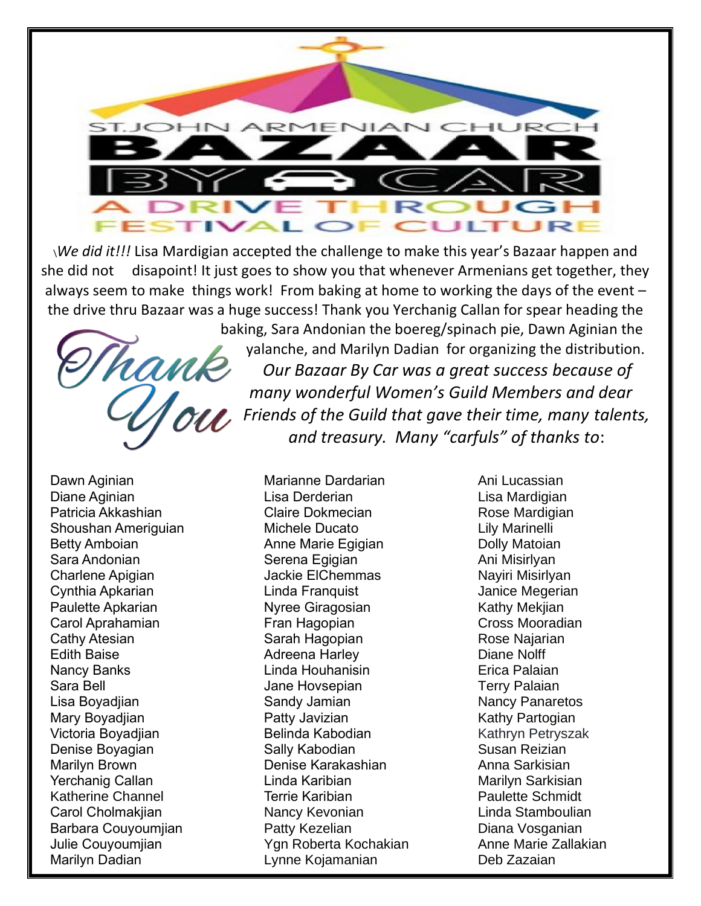ST. JOHN ARMENIAN CHURCH

# BAZAAR BY CAR

## A DRIVE THROUGH FESTIVAL OF CULTURE

\*We did it!!!* Lisa Mardigian accepted the challenge to make this year's Bazaar happen and she did not disapoint! It just goes to show you that whenever Armenians get together, they always seem to make things work! From baking at home to working the days of the event – the drive thru Bazaar was a huge success! Thank you Yerchanig Callan for spear heading the baking, Sara Andonian the boereg/spinach pie, Dawn Aginian the yalanche, and Marilyn Dadian for organizing the distribution.

Thank You

*Our Bazaar By Car was a great success because of many wonderful Women's Guild Members and dear Friends of the Guild that gave their time, many talents, and treasury. Many "carfuls" of thanks to*:

Dawn Aginian
Diane Aginian
Patricia Akkashian
Shoushan Ameriguian
Betty Amboian
Sara Andonian
Charlene Apigian
Cynthia Apkarian
Paulette Apkarian
Carol Aprahamian
Cathy Atesian
Edith Baise
Nancy Banks
Sara Bell
Lisa Boyadjian
Mary Boyadjian
Victoria Boyadjian
Denise Boyagian
Marilyn Brown
Yerchanig Callan
Katherine Channel
Carol Cholmakjian
Barbara Couyoumjian
Julie Couyoumjian
Marilyn Dadian
Marianne Dardarian
Lisa Derderian
Claire Dokmecian
Michele Ducato
Anne Marie Egigian
Serena Egigian
Jackie ElChemmas
Linda Franquist
Nyree Giragosian
Fran Hagopian
Sarah Hagopian
Adreena Harley
Linda Houhanisin
Jane Hovsepian
Sandy Jamian
Patty Javizian
Belinda Kabodian
Sally Kabodian
Denise Karakashian
Linda Karibian
Terrie Karibian
Nancy Kevonian
Patty Kezelian
Ygn Roberta Kochakian
Lynne Kojamanian
Ani Lucassian
Lisa Mardigian
Rose Mardigian
Lily Marinelli
Dolly Matoian
Ani Misirlyan
Nayiri Misirlyan
Janice Megerian
Kathy Mekjian
Cross Mooradian
Rose Najarian
Diane Nolff
Erica Palaian
Terry Palaian
Nancy Panaretos
Kathy Partogian
Kathryn Petryszak
Susan Reizian
Anna Sarkisian
Marilyn Sarkisian
Paulette Schmidt
Linda Stamboulian
Diana Vosganian
Anne Marie Zallakian
Deb Zazaian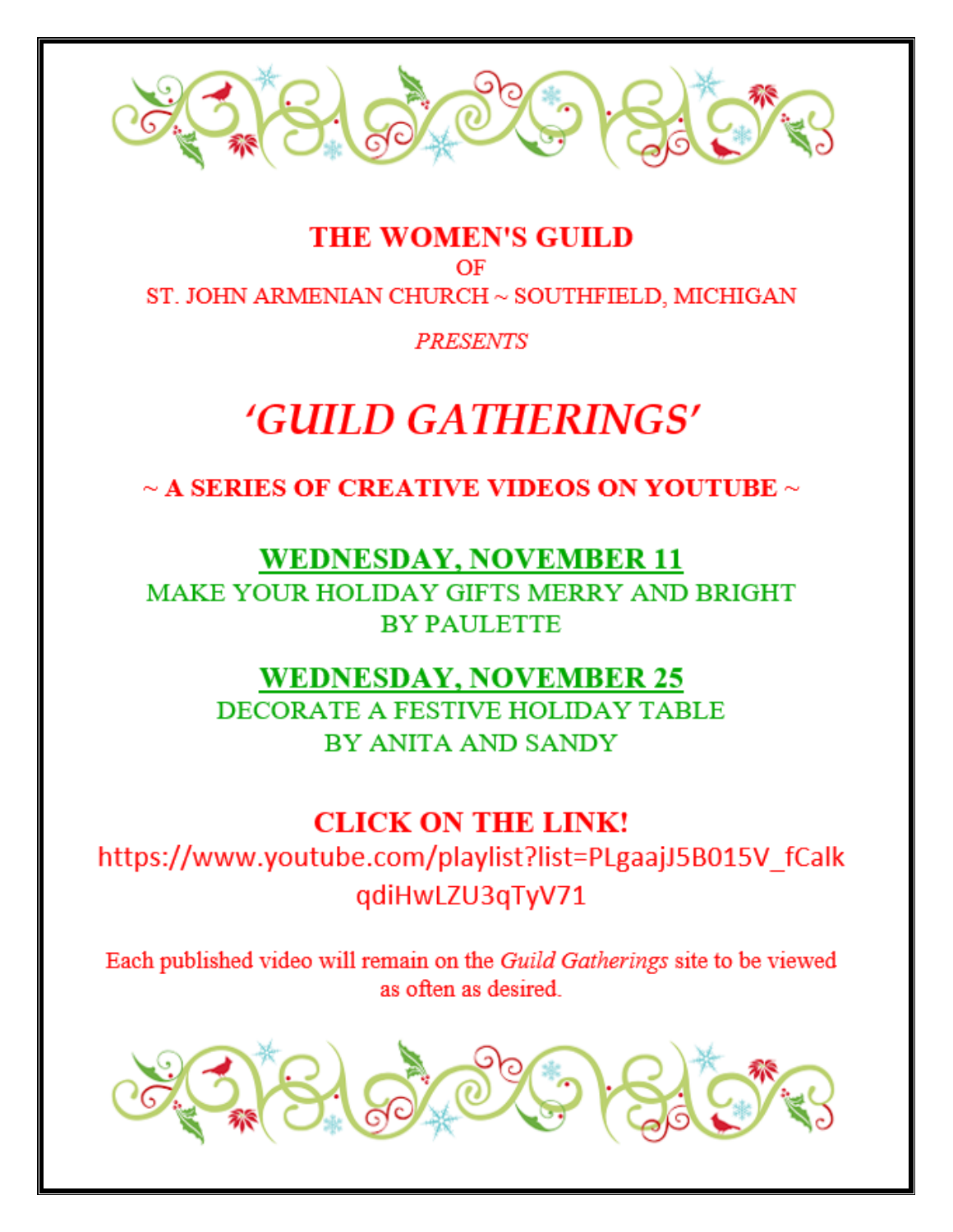# THE WOMEN'S GUILD

OF

ST. JOHN ARMENIAN CHURCH ~ SOUTHFIELD, MICHIGAN

*PRESENTS*

# *'GUILD GATHERINGS'*

**~ A SERIES OF CREATIVE VIDEOS ON YOUTUBE ~**

**WEDNESDAY, NOVEMBER 11**

MAKE YOUR HOLIDAY GIFTS MERRY AND BRIGHT

BY PAULETTE

**WEDNESDAY, NOVEMBER 25**

DECORATE A FESTIVE HOLIDAY TABLE

BY ANITA AND SANDY

**CLICK ON THE LINK!**

https://www.youtube.com/playlist?list=PLgaajJ5B015V_fCalkqdiHwLZU3qTyV71

Each published video will remain on the *Guild Gatherings* site to be viewed as often as desired.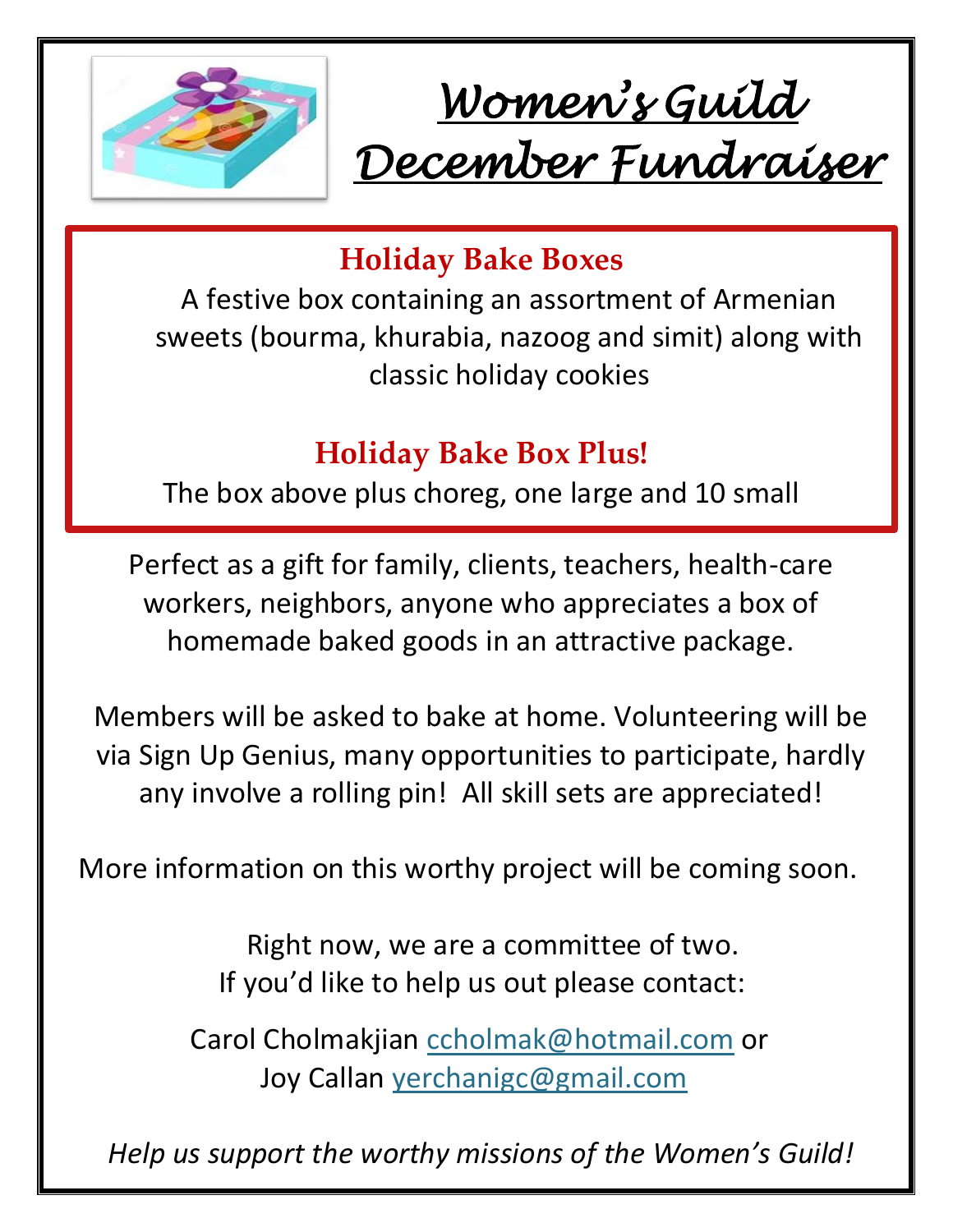# Women's Guild December Fundraiser

## Holiday Bake Boxes

A festive box containing an assortment of Armenian sweets (bourma, khurabia, nazoog and simit) along with classic holiday cookies

## Holiday Bake Box Plus!

The box above plus choreg, one large and 10 small

Perfect as a gift for family, clients, teachers, health-care workers, neighbors, anyone who appreciates a box of homemade baked goods in an attractive package.

Members will be asked to bake at home. Volunteering will be via Sign Up Genius, many opportunities to participate, hardly any involve a rolling pin! All skill sets are appreciated!

More information on this worthy project will be coming soon.

Right now, we are a committee of two.
If you'd like to help us out please contact:

Carol Cholmakjian ccholmak@hotmail.com or
Joy Callan yerchanigc@gmail.com

*Help us support the worthy missions of the Women's Guild!*